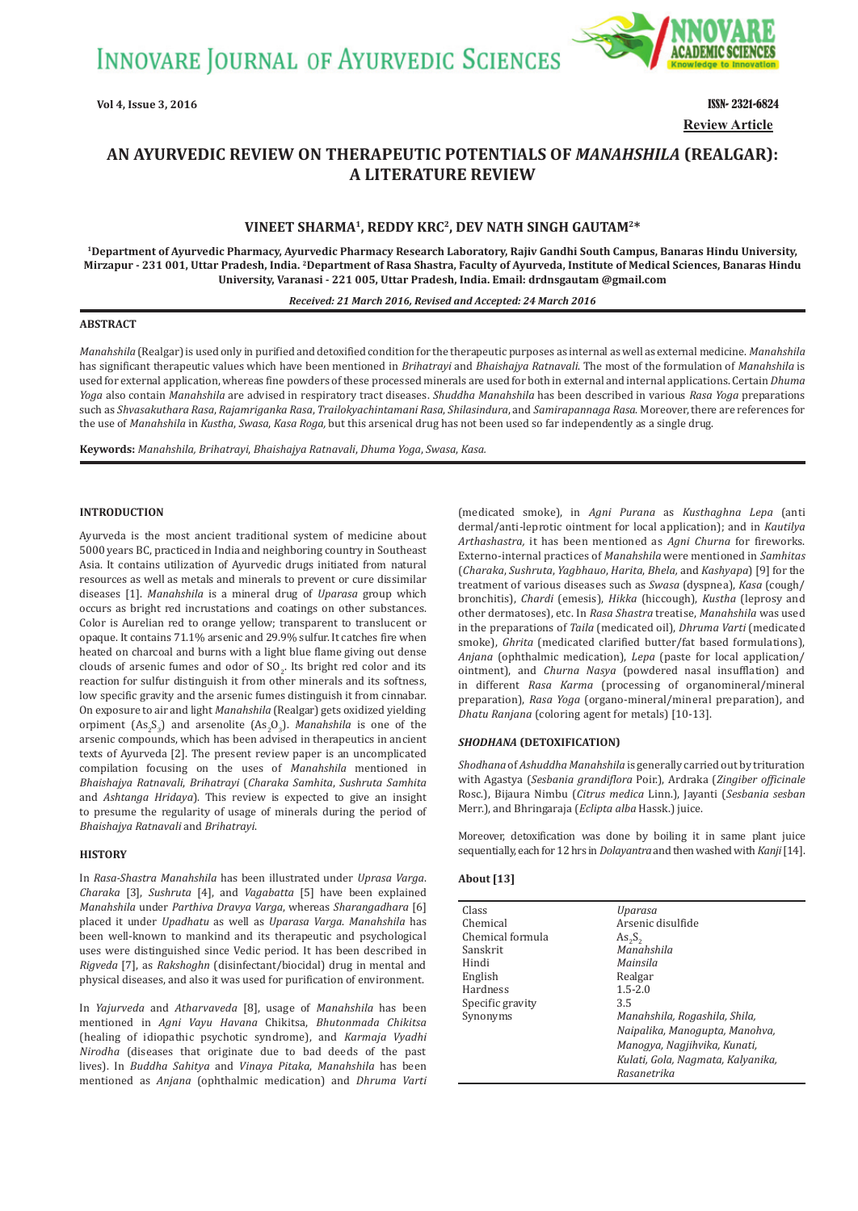Review Article

# AN AYURVEDIC REVIEW ON THERAPEUTIC POTENTIALS OF *MANAHSHILA* (REALGAR): A LITERATURE REVIEW

**VINEET SHARMA[1], REDDY KRC[2], DEV NATH SINGH GAUTAM[2]\***

[1]Department of Ayurvedic Pharmacy, Ayurvedic Pharmacy Research Laboratory, Rajiv Gandhi South Campus, Banaras Hindu University, Mirzapur - 231 001, Uttar Pradesh, India. [2]Department of Rasa Shastra, Faculty of Ayurveda, Institute of Medical Sciences, Banaras Hindu University, Varanasi - 221 005, Uttar Pradesh, India. Email: drdnsgautam @gmail.com

*Received: 21 March 2016, Revised and Accepted: 24 March 2016*

## ABSTRACT

*Manahshila* (Realgar) is used only in purified and detoxified condition for the therapeutic purposes as internal as well as external medicine. *Manahshila* has significant therapeutic values which have been mentioned in *Brihatrayi* and *Bhaishajya Ratnavali*. The most of the formulation of *Manahshila* is used for external application, whereas fine powders of these processed minerals are used for both in external and internal applications. Certain *Dhuma Yoga* also contain *Manahshila* are advised in respiratory tract diseases. *Shuddha Manahshila* has been described in various *Rasa Yoga* preparations such as *Shvasakuthara Rasa*, *Rajamriganka Rasa*, *Trailokyachintamani Rasa*, *Shilasindura*, and *Samirapannaga Rasa*. Moreover, there are references for the use of *Manahshila* in *Kustha*, *Swasa*, *Kasa Roga,* but this arsenical drug has not been used so far independently as a single drug.

**Keywords:** *Manahshila, Brihatrayi, Bhaishajya Ratnavali, Dhuma Yoga, Swasa, Kasa.*

## INTRODUCTION

Ayurveda is the most ancient traditional system of medicine about 5000 years BC, practiced in India and neighboring country in Southeast Asia. It contains utilization of Ayurvedic drugs initiated from natural resources as well as metals and minerals to prevent or cure dissimilar diseases [1]. *Manahshila* is a mineral drug of *Uparasa* group which occurs as bright red incrustations and coatings on other substances. Color is Aurelian red to orange yellow; transparent to translucent or opaque. It contains 71.1% arsenic and 29.9% sulfur. It catches fire when heated on charcoal and burns with a light blue flame giving out dense clouds of arsenic fumes and odor of $SO_2$. Its bright red color and its reaction for sulfur distinguish it from other minerals and its softness, low specific gravity and the arsenic fumes distinguish it from cinnabar. On exposure to air and light *Manahshila* (Realgar) gets oxidized yielding orpiment ($As_2S_3$) and arsenolite ($As_2O_3$). *Manahshila* is one of the arsenic compounds, which has been advised in therapeutics in ancient texts of Ayurveda [2]. The present review paper is an uncomplicated compilation focusing on the uses of *Manahshila* mentioned in *Bhaishajya Ratnavali*, *Brihatrayi* (*Charaka Samhita*, *Sushruta Samhita* and *Ashtanga Hridaya*). This review is expected to give an insight to presume the regularity of usage of minerals during the period of *Bhaishajya Ratnavali* and *Brihatrayi*.

## HISTORY

In *Rasa-Shastra Manahshila* has been illustrated under *Uprasa Varga*. *Charaka* [3], *Sushruta* [4], and *Vagabatta* [5] have been explained *Manahshila* under *Parthiva Dravya Varga*, whereas *Sharangadhara* [6] placed it under *Upadhatu* as well as *Uparasa Varga*. *Manahshila* has been well-known to mankind and its therapeutic and psychological uses were distinguished since Vedic period. It has been described in *Rigveda* [7], as *Rakshoghn* (disinfectant/biocidal) drug in mental and physical diseases, and also it was used for purification of environment.

In *Yajurveda* and *Atharvaveda* [8], usage of *Manahshila* has been mentioned in *Agni Vayu Havana* Chikitsa, *Bhutonmada Chikitsa* (healing of idiopathic psychotic syndrome), and *Karmaja Vyadhi Nirodha* (diseases that originate due to bad deeds of the past lives). In *Buddha Sahitya* and *Vinaya Pitaka*, *Manahshila* has been mentioned as *Anjana* (ophthalmic medication) and *Dhruma Varti* (medicated smoke), in *Agni Purana* as *Kusthaghna Lepa* (anti dermal/anti-leprotic ointment for local application); and in *Kautilya Arthashastra,* it has been mentioned as *Agni Churna* for fireworks. Externo-internal practices of *Manahshila* were mentioned in *Samhitas* (*Charaka*, *Sushruta*, *Yagbhauo*, *Harita*, *Bhela,* and *Kashyapa*) [9] for the treatment of various diseases such as *Swasa* (dyspnea), *Kasa* (cough/bronchitis), *Chardi* (emesis), *Hikka* (hiccough), *Kustha* (leprosy and other dermatoses), etc. In *Rasa Shastra* treatise, *Manahshila* was used in the preparations of *Taila* (medicated oil), *Dhruma Varti* (medicated smoke), *Ghrita* (medicated clarified butter/fat based formulations), *Anjana* (ophthalmic medication), *Lepa* (paste for local application/ointment), and *Churna Nasya* (powdered nasal insufflation) and in different *Rasa Karma* (processing of organomineral/mineral preparation), *Rasa Yoga* (organo-mineral/mineral preparation), and *Dhatu Ranjana* (coloring agent for metals) [10-13].

## *SHODHANA* (DETOXIFICATION)

*Shodhana* of *Ashuddha Manahshila* is generally carried out by trituration with Agastya (*Sesbania grandiflora* Poir.), Ardraka (*Zingiber officinale* Rosc.), Bijaura Nimbu (*Citrus medica* Linn.), Jayanti (*Sesbania sesban* Merr.), and Bhringaraja (*Eclipta alba* Hassk.) juice.

Moreover, detoxification was done by boiling it in same plant juice sequentially, each for 12 hrs in *Dolayantra* and then washed with *Kanji* [14].

### About [13]

| | |
|---|---|
| Class | *Uparasa* |
| Chemical | Arsenic disulfide |
| Chemical formula | $As_2S_2$ |
| Sanskrit | *Manahshila* |
| Hindi | *Mainsila* |
| English | Realgar |
| Hardness | 1.5-2.0 |
| Specific gravity | 3.5 |
| Synonyms | *Manahshila, Rogashila, Shila, Naipalika, Manogupta, Manohva, Manogya, Nagjihvika, Kunati, Kulati, Gola, Nagmata, Kalyanika, Rasanetrika* |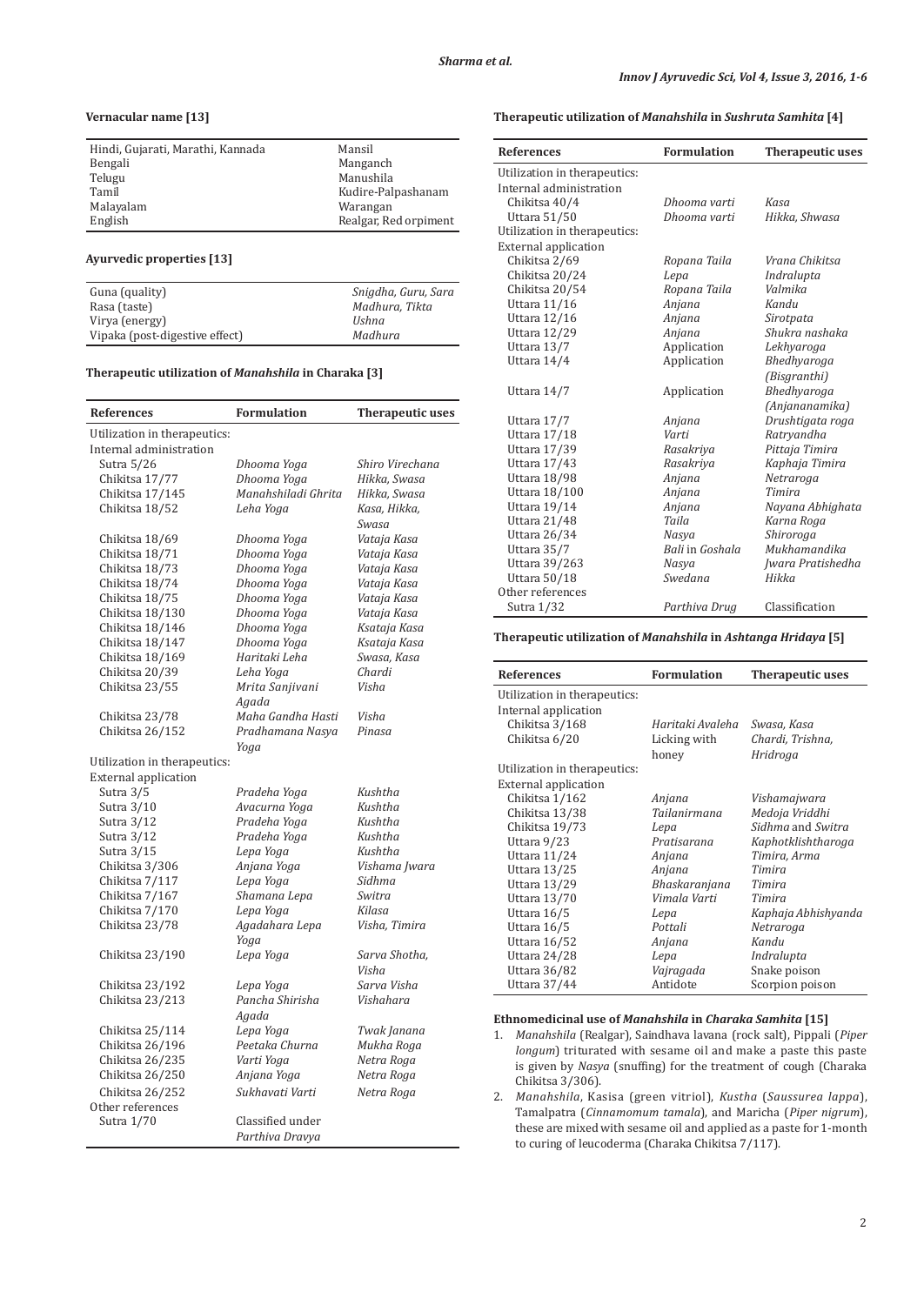### Vernacular name [13]

| | |
|---|---|
| Hindi, Gujarati, Marathi, Kannada | Mansil |
| Bengali | Manganch |
| Telugu | Manushila |
| Tamil | Kudire-Palpashanam |
| Malayalam | Warangan |
| English | Realgar, Red orpiment |

### Ayurvedic properties [13]

| | |
|---|---|
| Guna (quality) | *Snigdha, Guru, Sara* |
| Rasa (taste) | *Madhura, Tikta* |
| Virya (energy) | *Ushna* |
| Vipaka (post-digestive effect) | *Madhura* |

### Therapeutic utilization of *Manahshila* in Charaka [3]

| References | Formulation | Therapeutic uses |
|---|---|---|
| Utilization in therapeutics: | | |
| Internal administration | | |
| Sutra 5/26 | *Dhooma Yoga* | *Shiro Virechana* |
| Chikitsa 17/77 | *Dhooma Yoga* | *Hikka, Swasa* |
| Chikitsa 17/145 | *Manahshiladi Ghrita* | *Hikka, Swasa* |
| Chikitsa 18/52 | *Leha Yoga* | *Kasa, Hikka, Swasa* |
| Chikitsa 18/69 | *Dhooma Yoga* | *Vataja Kasa* |
| Chikitsa 18/71 | *Dhooma Yoga* | *Vataja Kasa* |
| Chikitsa 18/73 | *Dhooma Yoga* | *Vataja Kasa* |
| Chikitsa 18/74 | *Dhooma Yoga* | *Vataja Kasa* |
| Chikitsa 18/75 | *Dhooma Yoga* | *Vataja Kasa* |
| Chikitsa 18/130 | *Dhooma Yoga* | *Vataja Kasa* |
| Chikitsa 18/146 | *Dhooma Yoga* | *Ksataja Kasa* |
| Chikitsa 18/147 | *Dhooma Yoga* | *Ksataja Kasa* |
| Chikitsa 18/169 | *Haritaki Leha* | *Swasa, Kasa* |
| Chikitsa 20/39 | *Leha Yoga* | *Chardi* |
| Chikitsa 23/55 | *Mrita Sanjivani Agada* | *Visha* |
| Chikitsa 23/78 | *Maha Gandha Hasti* | *Visha* |
| Chikitsa 26/152 | *Pradhamana Nasya Yoga* | *Pinasa* |
| Utilization in therapeutics: | | |
| External application | | |
| Sutra 3/5 | *Pradeha Yoga* | *Kushtha* |
| Sutra 3/10 | *Avacurna Yoga* | *Kushtha* |
| Sutra 3/12 | *Pradeha Yoga* | *Kushtha* |
| Sutra 3/12 | *Pradeha Yoga* | *Kushtha* |
| Sutra 3/15 | *Lepa Yoga* | *Kushtha* |
| Chikitsa 3/306 | *Anjana Yoga* | *Vishama Jwara* |
| Chikitsa 7/117 | *Lepa Yoga* | *Sidhma* |
| Chikitsa 7/167 | *Shamana Lepa* | *Switra* |
| Chikitsa 7/170 | *Lepa Yoga* | *Kilasa* |
| Chikitsa 23/78 | *Agadahara Lepa Yoga* | *Visha, Timira* |
| Chikitsa 23/190 | *Lepa Yoga* | *Sarva Shotha, Visha* |
| Chikitsa 23/192 | *Lepa Yoga* | *Sarva Visha* |
| Chikitsa 23/213 | *Pancha Shirisha Agada* | *Vishahara* |
| Chikitsa 25/114 | *Lepa Yoga* | *Twak Janana* |
| Chikitsa 26/196 | *Peetaka Churna* | *Mukha Roga* |
| Chikitsa 26/235 | *Varti Yoga* | *Netra Roga* |
| Chikitsa 26/250 | *Anjana Yoga* | *Netra Roga* |
| Chikitsa 26/252 | *Sukhavati Varti* | *Netra Roga* |
| Other references | | |
| Sutra 1/70 | Classified under *Parthiva Dravya* | |

### Therapeutic utilization of *Manahshila* in *Sushruta Samhita* [4]

| References | Formulation | Therapeutic uses |
|---|---|---|
| Utilization in therapeutics: | | |
| Internal administration | | |
| Chikitsa 40/4 | *Dhooma varti* | *Kasa* |
| Uttara 51/50 | *Dhooma varti* | *Hikka, Shwasa* |
| Utilization in therapeutics: | | |
| External application | | |
| Chikitsa 2/69 | *Ropana Taila* | *Vrana Chikitsa* |
| Chikitsa 20/24 | *Lepa* | *Indralupta* |
| Chikitsa 20/54 | *Ropana Taila* | *Valmika* |
| Uttara 11/16 | *Anjana* | *Kandu* |
| Uttara 12/16 | *Anjana* | *Sirotpata* |
| Uttara 12/29 | *Anjana* | *Shukra nashaka* |
| Uttara 13/7 | Application | *Lekhyaroga* |
| Uttara 14/4 | Application | *Bhedhyaroga (Bisgranthi)* |
| Uttara 14/7 | Application | *Bhedhyaroga (Anjananamika)* |
| Uttara 17/7 | *Anjana* | *Drushtigata roga* |
| Uttara 17/18 | *Varti* | *Ratryandha* |
| Uttara 17/39 | *Rasakriya* | *Pittaja Timira* |
| Uttara 17/43 | *Rasakriya* | *Kaphaja Timira* |
| Uttara 18/98 | *Anjana* | *Netraroga* |
| Uttara 18/100 | *Anjana* | *Timira* |
| Uttara 19/14 | *Anjana* | *Nayana Abhighata* |
| Uttara 21/48 | *Taila* | *Karna Roga* |
| Uttara 26/34 | *Nasya* | *Shiroroga* |
| Uttara 35/7 | *Bali* in *Goshala* | *Mukhamandika* |
| Uttara 39/263 | *Nasya* | *Jwara Pratishedha* |
| Uttara 50/18 | *Swedana* | *Hikka* |
| Other references | | |
| Sutra 1/32 | *Parthiva Drug* | Classification |

### Therapeutic utilization of *Manahshila* in *Ashtanga Hridaya* [5]

| References | Formulation | Therapeutic uses |
|---|---|---|
| Utilization in therapeutics: | | |
| Internal application | | |
| Chikitsa 3/168 | *Haritaki Avaleha* | *Swasa, Kasa* |
| Chikitsa 6/20 | Licking with honey | *Chardi, Trishna, Hridroga* |
| Utilization in therapeutics: | | |
| External application | | |
| Chikitsa 1/162 | *Anjana* | *Vishamajwara* |
| Chikitsa 13/38 | *Tailanirmana* | *Medoja Vriddhi* |
| Chikitsa 19/73 | *Lepa* | *Sidhma* and *Switra* |
| Uttara 9/23 | *Pratisarana* | *Kaphotklishtharoga* |
| Uttara 11/24 | *Anjana* | *Timira, Arma* |
| Uttara 13/25 | *Anjana* | *Timira* |
| Uttara 13/29 | *Bhaskaranjana* | *Timira* |
| Uttara 13/70 | *Vimala Varti* | *Timira* |
| Uttara 16/5 | *Lepa* | *Kaphaja Abhishyanda* |
| Uttara 16/5 | *Pottali* | *Netraroga* |
| Uttara 16/52 | *Anjana* | *Kandu* |
| Uttara 24/28 | *Lepa* | *Indralupta* |
| Uttara 36/82 | *Vajragada* | Snake poison |
| Uttara 37/44 | Antidote | Scorpion poison |

### Ethnomedicinal use of *Manahshila* in *Charaka Samhita* [15]

1. *Manahshila* (Realgar), Saindhava lavana (rock salt), Pippali (*Piper longum*) triturated with sesame oil and make a paste this paste is given by *Nasya* (snuffing) for the treatment of cough (Charaka Chikitsa 3/306).
2. *Manahshila*, Kasisa (green vitriol), *Kustha* (*Saussurea lappa*), Tamalpatra (*Cinnamomum tamala*), and Maricha (*Piper nigrum*), these are mixed with sesame oil and applied as a paste for 1-month to curing of leucoderma (Charaka Chikitsa 7/117).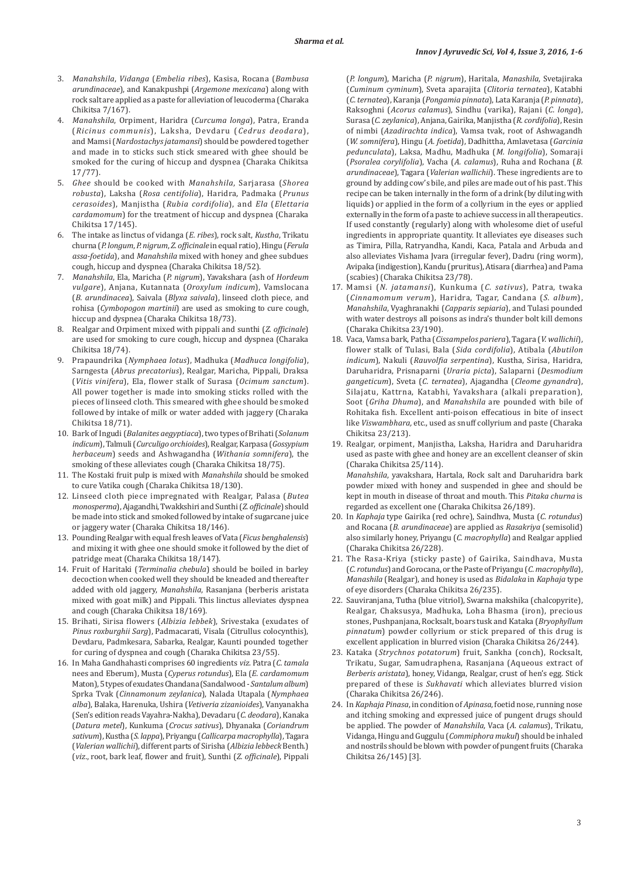3. *Manahshila*, *Vidanga* (*Embelia ribes*), Kasisa, Rocana (*Bambusa arundinaceae*), and Kanakpushpi (*Argemone mexicana*) along with rock salt are applied as a paste for alleviation of leucoderma (Charaka Chikitsa 7/167).
4. *Manahshila*, Orpiment, Haridra (*Curcuma longa*), Patra, Eranda (*Ricinus communis*), Laksha, Devdaru (*Cedrus deodara*), and Mamsi (*Nardostachys jatamansi*) should be powdered together and made in to sticks such stick smeared with ghee should be smoked for the curing of hiccup and dyspnea (Charaka Chikitsa 17/77).
5. *Ghee* should be cooked with *Manahshila*, Sarjarasa (*Shorea robusta*), Laksha (*Rosa centifolia*), Haridra, Padmaka (*Prunus cerasoides*), Manjistha (*Rubia cordifolia*), and *Ela* (*Elettaria cardamomum*) for the treatment of hiccup and dyspnea (Charaka Chikitsa 17/145).
6. The intake as linctus of vidanga (*E. ribes*), rock salt, *Kustha*, Trikatu churna (*P. longum*, *P. nigrum*, *Z. officinale* in equal ratio), Hingu (*Ferula assa-foetida*), and *Manahshila* mixed with honey and ghee subdues cough, hiccup and dyspnea (Charaka Chikitsa 18/52).
7. *Manahshila*, Ela, Maricha (*P. nigrum*), Yavakshara (ash of *Hordeum vulgare*), Anjana, Kutannata (*Oroxylum indicum*), Vamslocana (*B. arundinacea*), Saivala (*Blyxa saivala*), linseed cloth piece, and rohisa (*Cymbopogon martinii*) are used as smoking to cure cough, hiccup and dyspnea (Charaka Chikitsa 18/73).
8. Realgar and Orpiment mixed with pippali and sunthi (*Z. officinale*) are used for smoking to cure cough, hiccup and dyspnea (Charaka Chikitsa 18/74).
9. Prapaundrika (*Nymphaea lotus*), Madhuka (*Madhuca longifolia*), Sarngesta (*Abrus precatorius*), Realgar, Maricha, Pippali, Draksa (*Vitis vinifera*), Ela, flower stalk of Surasa (*Ocimum sanctum*). All power together is made into smoking sticks rolled with the pieces of linseed cloth. This smeared with ghee should be smoked followed by intake of milk or water added with jaggery (Charaka Chikitsa 18/71).
10. Bark of Ingudi (*Balanites aegyptiaca*), two types of Brihati (*Solanum indicum*), Talmuli (*Curculigo orchioides*), Realgar, Karpasa (*Gossypium herbaceum*) seeds and Ashwagandha (*Withania somnifera*), the smoking of these alleviates cough (Charaka Chikitsa 18/75).
11. The Kostaki fruit pulp is mixed with *Manahshila* should be smoked to cure Vatika cough (Charaka Chikitsa 18/130).
12. Linseed cloth piece impregnated with Realgar, Palasa (*Butea monosperma*), Ajagandhi, Twakkshiri and Sunthi (*Z. officinale*) should be made into stick and smoked followed by intake of sugarcane juice or jaggery water (Charaka Chikitsa 18/146).
13. Pounding Realgar with equal fresh leaves of Vata (*Ficus benghalensis*) and mixing it with ghee one should smoke it followed by the diet of patridge meat (Charaka Chikitsa 18/147).
14. Fruit of Haritaki (*Terminalia chebula*) should be boiled in barley decoction when cooked well they should be kneaded and thereafter added with old jaggery, *Manahshila*, Rasanjana (berberis aristata mixed with goat milk) and Pippali. This linctus alleviates dyspnea and cough (Charaka Chikitsa 18/169).
15. Brihati, Sirisa flowers (*Albizia lebbek*), Srivestaka (exudates of *Pinus roxburghii Sarg*), Padmacarati, Visala (Citrullus colocynthis), Devdaru, Padmkesara, Sabarka, Realgar, Kaunti pounded together for curing of dyspnea and cough (Charaka Chikitsa 23/55).
16. In Maha Gandhahasti comprises 60 ingredients *viz.* Patra (*C. tamala* nees and Eberum), Musta (*Cyperus rotundus*), Ela (*E. cardamomum* Maton), 5 types of exudates Chandana (Sandalwood - *Santalum album*) Sprka Tvak (*Cinnamonum zeylanica*), Nalada Utapala (*Nymphaea alba*), Balaka, Harenuka, Ushira (*Vetiveria zizanioides*), Vanyanakha (Sen's edition reads Vayahra-Nakha), Devadaru (*C. deodara*), Kanaka (*Datura metel*), Kunkuma (*Crocus sativus*), Dhyanaka (*Coriandrum sativum*), Kustha (*S. lappa*), Priyangu (*Callicarpa macrophylla*), Tagara (*Valerian wallichii*), different parts of Sirisha (*Albizia lebbeck* Benth.) (*viz*., root, bark leaf, flower and fruit), Sunthi (*Z. officinale*), Pippali (*P. longum*), Maricha (*P. nigrum*), Haritala, *Manashila*, Svetajiraka (*Cuminum cyminum*), Sveta aparajita (*Clitoria ternatea*), Katabhi (*C. ternatea*), Karanja (*Pongamia pinnata*), Lata Karanja (*P. pinnata*), Raksoghni (*Acorus calamus*), Sindhu (varika), Rajani (*C. longa*), Surasa (*C. zeylanica*), Anjana, Gairika, Manjistha (*R. cordifolia*), Resin of nimbi (*Azadirachta indica*), Vamsa tvak, root of Ashwagandh (*W. somnifera*), Hingu (*A. foetida*), Dadhittha, Amlavetasa (*Garcinia pedunculata*), Laksa, Madhu, Madhuka (*M. longifolia*), Somaraji (*Psoralea corylifolia*), Vacha (*A. calamus*), Ruha and Rochana (*B. arundinaceae*), Tagara (*Valerian wallichii*). These ingredients are to ground by adding cow's bile, and piles are made out of his past. This recipe can be taken internally in the form of a drink (by diluting with liquids) or applied in the form of a collyrium in the eyes or applied externally in the form of a paste to achieve success in all therapeutics. If used constantly (regularly) along with wholesome diet of useful ingredients in appropriate quantity. It alleviates eye diseases such as Timira, Pilla, Ratryandha, Kandi, Kaca, Patala and Arbuda and also alleviates Vishama Jvara (irregular fever), Dadru (ring worm), Avipaka (indigestion), Kandu (pruritus), Atisara (diarrhea) and Pama (scabies) (Charaka Chikitsa 23/78).
17. Mamsi (*N. jatamansi*), Kunkuma (*C. sativus*), Patra, twaka (*Cinnamomum verum*), Haridra, Tagar, Candana (*S. album*), *Manahshila*, Vyaghranakhi (*Capparis sepiaria*), and Tulasi pounded with water destroys all poisons as indra's thunder bolt kill demons (Charaka Chikitsa 23/190).
18. Vaca, Vamsa bark, Patha (*Cissampelos pariera*), Tagara (*V. wallichii*), flower stalk of Tulasi, Bala (*Sida cordifolia*), Atibala (*Abutilon indicum*), Nakuli (*Rauvolfia serpentina*), Kustha, Sirisa, Haridra, Daruharidra, Prisnaparni (*Uraria picta*), Salaparni (*Desmodium gangeticum*), Sveta (*C. ternatea*), Ajagandha (*Cleome gynandra*), Silajatu, Kattrna, Katabhi, Yavakshara (alkali preparation), Soot (*Griha Dhuma*), and *Manahshila* are pounded with bile of Rohitaka fish. Excellent anti-poison effecatious in bite of insect like *Viswambhara*, etc., used as snuff collyrium and paste (Charaka Chikitsa 23/213).
19. Realgar, orpiment, Manjistha, Laksha, Haridra and Daruharidra used as paste with ghee and honey are an excellent cleanser of skin (Charaka Chikitsa 25/114).
    *Manahshila*, yavakshara, Hartala, Rock salt and Daruharidra bark powder mixed with honey and suspended in ghee and should be kept in mouth in disease of throat and mouth. This *Pitaka churna* is regarded as excellent one (Charaka Chikitsa 26/189).
20. In *Kaphaja* type Gairika (red ochre), Saindhva, Musta (*C. rotundus*) and Rocana (*B. arundinaceae*) are applied as *Rasakriya* (semisolid) also similarly honey, Priyangu (*C. macrophylla*) and Realgar applied (Charaka Chikitsa 26/228).
21. The Rasa-Kriya (sticky paste) of Gairika, Saindhava, Musta (*C. rotundus*) and Gorocana, or the Paste of Priyangu (*C. macrophylla*), *Manashila* (Realgar), and honey is used as *Bidalaka* in *Kaphaja* type of eye disorders (Charaka Chikitsa 26/235).
22. Sauviranjana, Tutha (blue vitriol), Swarna makshika (chalcopyrite), Realgar, Chaksusya, Madhuka, Loha Bhasma (iron), precious stones, Pushpanjana, Rocksalt, boars tusk and Kataka (*Bryophyllum pinnatum*) powder collyrium or stick prepared of this drug is excellent application in blurred vision (Charaka Chikitsa 26/244).
23. Kataka (*Strychnos potatorum*) fruit, Sankha (conch), Rocksalt, Trikatu, Sugar, Samudraphena, Rasanjana (Aqueous extract of *Berberis aristata*), honey, Vidanga, Realgar, crust of hen's egg. Stick prepared of these is *Sukhavati* which alleviates blurred vision (Charaka Chikitsa 26/246).
24. In *Kaphaja Pinasa*, in condition of *Apinasa*, foetid nose, running nose and itching smoking and expressed juice of pungent drugs should be applied. The powder of *Manahshila*, Vaca (*A. calamus*), Trikatu, Vidanga, Hingu and Guggulu (*Commiphora mukul*) should be inhaled and nostrils should be blown with powder of pungent fruits (Charaka Chikitsa 26/145) [3].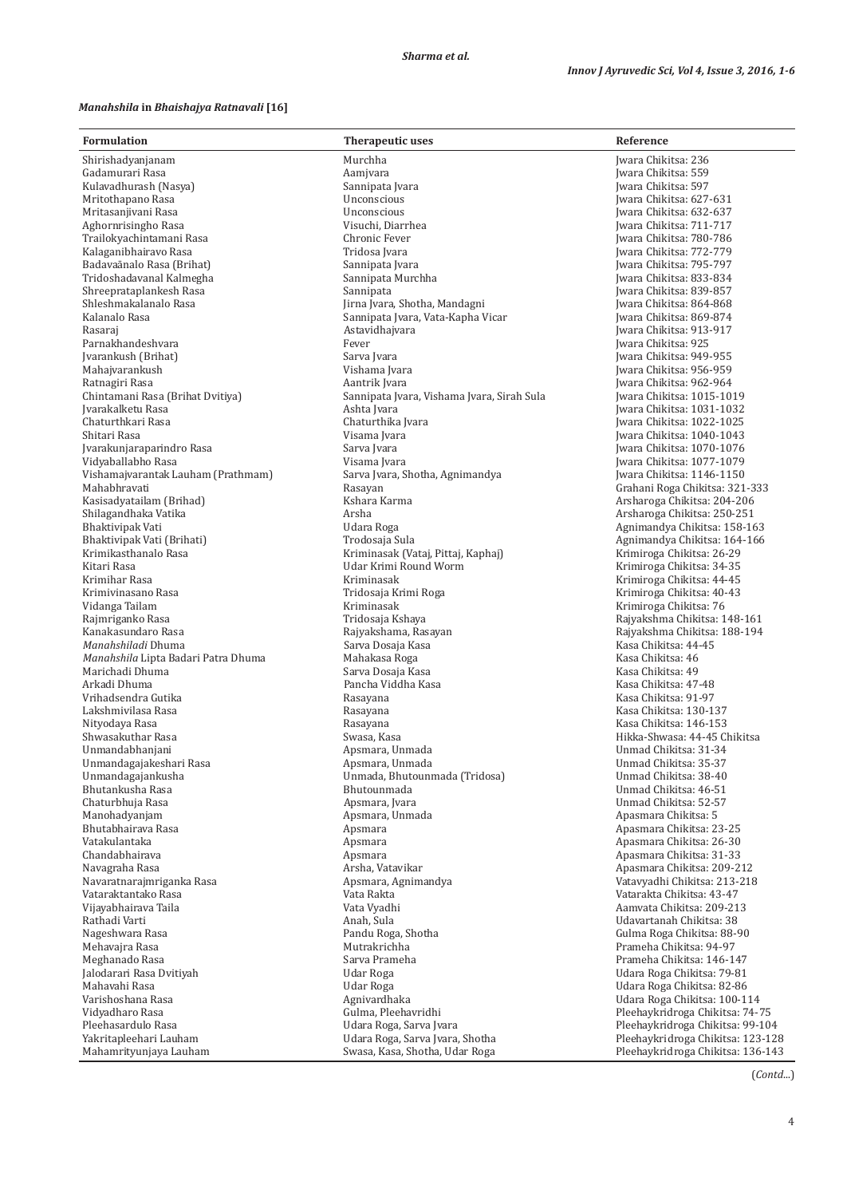*Manahshila* **in** *Bhaishajya Ratnavali* **[16]**

| Formulation | Therapeutic uses | Reference |
|---|---|---|
| Shirishadyanjanam | Murchha | Jwara Chikitsa: 236 |
| Gadamurari Rasa | Aamjvara | Jwara Chikitsa: 559 |
| Kulavadhurash (Nasya) | Sannipata Jvara | Jwara Chikitsa: 597 |
| Mritothapano Rasa | Unconscious | Jwara Chikitsa: 627-631 |
| Mritasanjivani Rasa | Unconscious | Jwara Chikitsa: 632-637 |
| Aghornrisingho Rasa | Visuchi, Diarrhea | Jwara Chikitsa: 711-717 |
| Trailokyachintamani Rasa | Chronic Fever | Jwara Chikitsa: 780-786 |
| Kalaganibhairavo Rasa | Tridosa Jvara | Jwara Chikitsa: 772-779 |
| Badavaānalo Rasa (Brihat) | Sannipata Jvara | Jwara Chikitsa: 795-797 |
| Tridoshadavanal Kalmegha | Sannipata Murchha | Jwara Chikitsa: 833-834 |
| Shreeprataplankesh Rasa | Sannipata | Jwara Chikitsa: 839-857 |
| Shleshmakalanalo Rasa | Jirna Jvara, Shotha, Mandagni | Jwara Chikitsa: 864-868 |
| Kalanalo Rasa | Sannipata Jvara, Vata-Kapha Vicar | Jwara Chikitsa: 869-874 |
| Rasaraj | Astavidhajvara | Jwara Chikitsa: 913-917 |
| Parnakhandeshvara | Fever | Jwara Chikitsa: 925 |
| Jvarankush (Brihat) | Sarva Jvara | Jwara Chikitsa: 949-955 |
| Mahajvarankush | Vishama Jvara | Jwara Chikitsa: 956-959 |
| Ratnagiri Rasa | Aantrik Jvara | Jwara Chikitsa: 962-964 |
| Chintamani Rasa (Brihat Dvitiya) | Sannipata Jvara, Vishama Jvara, Sirah Sula | Jwara Chikitsa: 1015-1019 |
| Jvarakalketu Rasa | Ashta Jvara | Jwara Chikitsa: 1031-1032 |
| Chaturthkari Rasa | Chaturthika Jvara | Jwara Chikitsa: 1022-1025 |
| Shitari Rasa | Visama Jvara | Jwara Chikitsa: 1040-1043 |
| Jvarakunjaraparindro Rasa | Sarva Jvara | Jwara Chikitsa: 1070-1076 |
| Vidyaballabho Rasa | Visama Jvara | Jwara Chikitsa: 1077-1079 |
| Vishamajvarantak Lauham (Prathmam) | Sarva Jvara, Shotha, Agnimandya | Jwara Chikitsa: 1146-1150 |
| Mahabhravati | Rasayan | Grahani Roga Chikitsa: 321-333 |
| Kasisadyatailam (Brihad) | Kshara Karma | Arsharoga Chikitsa: 204-206 |
| Shilagandhaka Vatika | Arsha | Arsharoga Chikitsa: 250-251 |
| Bhaktivipak Vati | Udara Roga | Agnimandya Chikitsa: 158-163 |
| Bhaktivipak Vati (Brihati) | Trodosaja Sula | Agnimandya Chikitsa: 164-166 |
| Krimikasthanalo Rasa | Kriminasak (Vataj, Pittaj, Kaphaj) | Krimiroga Chikitsa: 26-29 |
| Kitari Rasa | Udar Krimi Round Worm | Krimiroga Chikitsa: 34-35 |
| Krimihar Rasa | Kriminasak | Krimiroga Chikitsa: 44-45 |
| Krimivinasano Rasa | Tridosaja Krimi Roga | Krimiroga Chikitsa: 40-43 |
| Vidanga Tailam | Kriminasak | Krimiroga Chikitsa: 76 |
| Rajmriganko Rasa | Tridosaja Kshaya | Rajyakshma Chikitsa: 148-161 |
| Kanakasundaro Rasa | Rajyakshama, Rasayan | Rajyakshma Chikitsa: 188-194 |
| *Manahshiladi* Dhuma | Sarva Dosaja Kasa | Kasa Chikitsa: 44-45 |
| *Manahshila* Lipta Badari Patra Dhuma | Mahakasa Roga | Kasa Chikitsa: 46 |
| Marichadi Dhuma | Sarva Dosaja Kasa | Kasa Chikitsa: 49 |
| Arkadi Dhuma | Pancha Viddha Kasa | Kasa Chikitsa: 47-48 |
| Vrihadsendra Gutika | Rasayana | Kasa Chikitsa: 91-97 |
| Lakshmivilasa Rasa | Rasayana | Kasa Chikitsa: 130-137 |
| Nityodaya Rasa | Rasayana | Kasa Chikitsa: 146-153 |
| Shwasakuthar Rasa | Swasa, Kasa | Hikka-Shwasa: 44-45 Chikitsa |
| Unmandabhanjani | Apsmara, Unmada | Unmad Chikitsa: 31-34 |
| Unmandagajakeshari Rasa | Apsmara, Unmada | Unmad Chikitsa: 35-37 |
| Unmandagajankusha | Unmada, Bhutounmada (Tridosa) | Unmad Chikitsa: 38-40 |
| Bhutankusha Rasa | Bhutounmada | Unmad Chikitsa: 46-51 |
| Chaturbhuja Rasa | Apsmara, Jvara | Unmad Chikitsa: 52-57 |
| Manohadyanjam | Apsmara, Unmada | Apasmara Chikitsa: 5 |
| Bhutabhairava Rasa | Apsmara | Apasmara Chikitsa: 23-25 |
| Vatakulantaka | Apsmara | Apasmara Chikitsa: 26-30 |
| Chandabhairava | Apsmara | Apasmara Chikitsa: 31-33 |
| Navagraha Rasa | Arsha, Vatavikar | Apasmara Chikitsa: 209-212 |
| Navaratnarajmriganka Rasa | Apsmara, Agnimandya | Vatavyadhi Chikitsa: 213-218 |
| Vataraktantako Rasa | Vata Rakta | Vatarakta Chikitsa: 43-47 |
| Vijayabhairava Taila | Vata Vyadhi | Aamvata Chikitsa: 209-213 |
| Rathadi Varti | Anah, Sula | Udavartanah Chikitsa: 38 |
| Nageshwara Rasa | Pandu Roga, Shotha | Gulma Roga Chikitsa: 88-90 |
| Mehavajra Rasa | Mutrakrichha | Prameha Chikitsa: 94-97 |
| Meghanado Rasa | Sarva Prameha | Prameha Chikitsa: 146-147 |
| Jalodarari Rasa Dvitiyah | Udar Roga | Udara Roga Chikitsa: 79-81 |
| Mahavahi Rasa | Udar Roga | Udara Roga Chikitsa: 82-86 |
| Varishoshana Rasa | Agnivardhaka | Udara Roga Chikitsa: 100-114 |
| Vidyadharo Rasa | Gulma, Pleehavridhi | Pleehaykridroga Chikitsa: 74-75 |
| Pleehasardulo Rasa | Udara Roga, Sarva Jvara | Pleehaykridroga Chikitsa: 99-104 |
| Yakritapleehari Lauham | Udara Roga, Sarva Jvara, Shotha | Pleehaykridroga Chikitsa: 123-128 |
| Mahamrityunjaya Lauham | Swasa, Kasa, Shotha, Udar Roga | Pleehaykridroga Chikitsa: 136-143 |

(*Contd...*)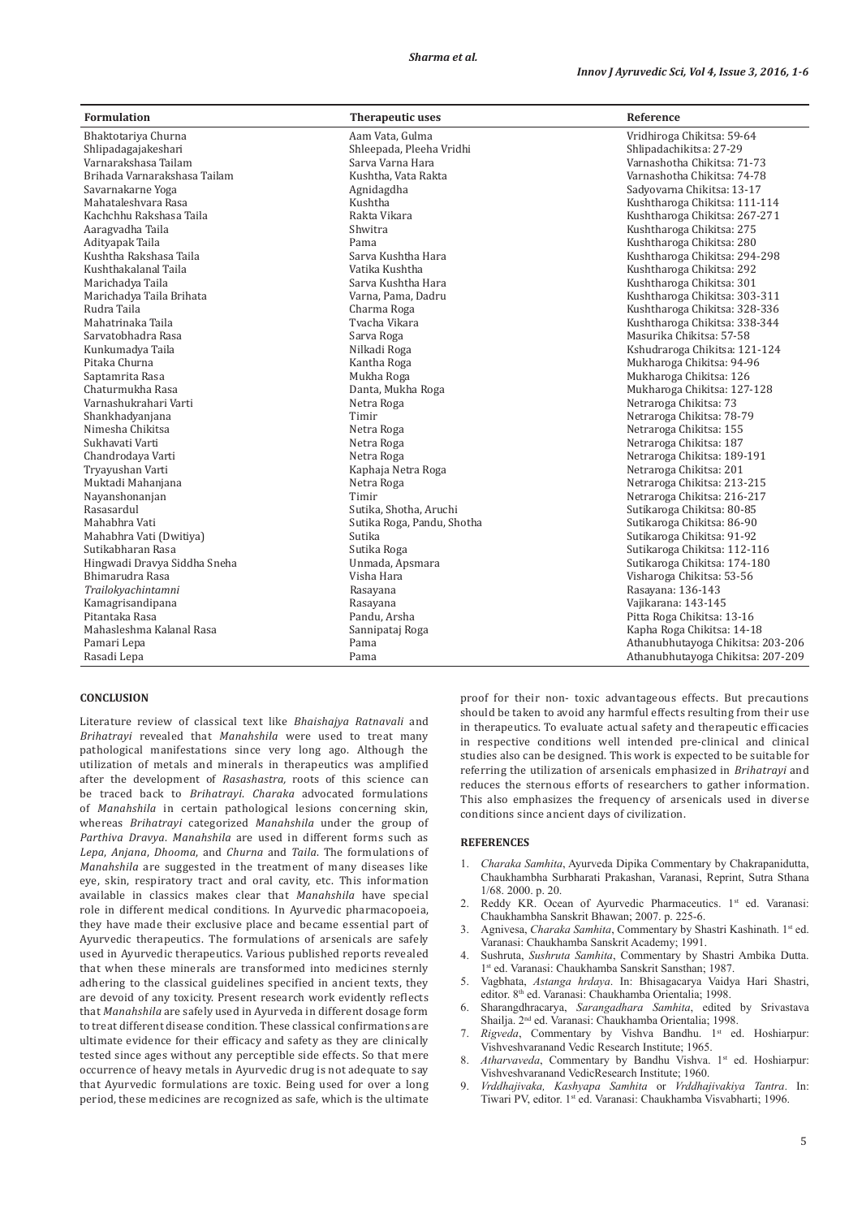| Formulation | Therapeutic uses | Reference |
|---|---|---|
| Bhaktotariya Churna | Aam Vata, Gulma | Vridhiroga Chikitsa: 59-64 |
| Shlipadagajakeshari | Shleepada, Pleeha Vridhi | Shlipadachikitsa: 27-29 |
| Varnarakshasa Tailam | Sarva Varna Hara | Varnashotha Chikitsa: 71-73 |
| Brihada Varnarakshasa Tailam | Kushtha, Vata Rakta | Varnashotha Chikitsa: 74-78 |
| Savarnakarne Yoga | Agnidagdha | Sadyovarna Chikitsa: 13-17 |
| Mahataleshvara Rasa | Kushtha | Kushtharoga Chikitsa: 111-114 |
| Kachchhu Rakshasa Taila | Rakta Vikara | Kushtharoga Chikitsa: 267-271 |
| Aaragvadha Taila | Shwitra | Kushtharoga Chikitsa: 275 |
| Adityapak Taila | Pama | Kushtharoga Chikitsa: 280 |
| Kushtha Rakshasa Taila | Sarva Kushtha Hara | Kushtharoga Chikitsa: 294-298 |
| Kushthakalanal Taila | Vatika Kushtha | Kushtharoga Chikitsa: 292 |
| Marichadya Taila | Sarva Kushtha Hara | Kushtharoga Chikitsa: 301 |
| Marichadya Taila Brihata | Varna, Pama, Dadru | Kushtharoga Chikitsa: 303-311 |
| Rudra Taila | Charma Roga | Kushtharoga Chikitsa: 328-336 |
| Mahatrinaka Taila | Tvacha Vikara | Kushtharoga Chikitsa: 338-344 |
| Sarvatobhadra Rasa | Sarva Roga | Masurika Chikitsa: 57-58 |
| Kunkumadya Taila | Nilkadi Roga | Kshudraroga Chikitsa: 121-124 |
| Pitaka Churna | Kantha Roga | Mukharoga Chikitsa: 94-96 |
| Saptamrita Rasa | Mukha Roga | Mukharoga Chikitsa: 126 |
| Chaturmukha Rasa | Danta, Mukha Roga | Mukharoga Chikitsa: 127-128 |
| Varnashukrahari Varti | Netra Roga | Netraroga Chikitsa: 73 |
| Shankhadyanjana | Timir | Netraroga Chikitsa: 78-79 |
| Nimesha Chikitsa | Netra Roga | Netraroga Chikitsa: 155 |
| Sukhavati Varti | Netra Roga | Netraroga Chikitsa: 187 |
| Chandrodaya Varti | Netra Roga | Netraroga Chikitsa: 189-191 |
| Tryayushan Varti | Kaphaja Netra Roga | Netraroga Chikitsa: 201 |
| Muktadi Mahanjana | Netra Roga | Netraroga Chikitsa: 213-215 |
| Nayanshonanjan | Timir | Netraroga Chikitsa: 216-217 |
| Rasasardul | Sutika, Shotha, Aruchi | Sutikaroga Chikitsa: 80-85 |
| Mahabhra Vati | Sutika Roga, Pandu, Shotha | Sutikaroga Chikitsa: 86-90 |
| Mahabhra Vati (Dwitiya) | Sutika | Sutikaroga Chikitsa: 91-92 |
| Sutikabharan Rasa | Sutika Roga | Sutikaroga Chikitsa: 112-116 |
| Hingwadi Dravya Siddha Sneha | Unmada, Apsmara | Sutikaroga Chikitsa: 174-180 |
| Bhimarudra Rasa | Visha Hara | Visharoga Chikitsa: 53-56 |
| *Trailokyachintamni* | Rasayana | Rasayana: 136-143 |
| Kamagrisandipana | Rasayana | Vajikarana: 143-145 |
| Pitantaka Rasa | Pandu, Arsha | Pitta Roga Chikitsa: 13-16 |
| Mahasleshma Kalanal Rasa | Sannipataj Roga | Kapha Roga Chikitsa: 14-18 |
| Pamari Lepa | Pama | Athanubhutayoga Chikitsa: 203-206 |
| Rasadi Lepa | Pama | Athanubhutayoga Chikitsa: 207-209 |

## CONCLUSION

Literature review of classical text like *Bhaishajya Ratnavali* and *Brihatrayi* revealed that *Manahshila* were used to treat many pathological manifestations since very long ago. Although the utilization of metals and minerals in therapeutics was amplified after the development of *Rasashastra,* roots of this science can be traced back to *Brihatrayi*. *Charaka* advocated formulations of *Manahshila* in certain pathological lesions concerning skin, whereas *Brihatrayi* categorized *Manahshila* under the group of *Parthiva Dravya*. *Manahshila* are used in different forms such as *Lepa*, *Anjana*, *Dhooma*, and *Churna* and *Taila*. The formulations of *Manahshila* are suggested in the treatment of many diseases like eye, skin, respiratory tract and oral cavity, etc. This information available in classics makes clear that *Manahshila* have special role in different medical conditions. In Ayurvedic pharmacopoeia, they have made their exclusive place and became essential part of Ayurvedic therapeutics. The formulations of arsenicals are safely used in Ayurvedic therapeutics. Various published reports revealed that when these minerals are transformed into medicines sternly adhering to the classical guidelines specified in ancient texts, they are devoid of any toxicity. Present research work evidently reflects that *Manahshila* are safely used in Ayurveda in different dosage form to treat different disease condition. These classical confirmations are ultimate evidence for their efficacy and safety as they are clinically tested since ages without any perceptible side effects. So that mere occurrence of heavy metals in Ayurvedic drug is not adequate to say that Ayurvedic formulations are toxic. Being used for over a long period, these medicines are recognized as safe, which is the ultimate proof for their non- toxic advantageous effects. But precautions should be taken to avoid any harmful effects resulting from their use in therapeutics. To evaluate actual safety and therapeutic efficacies in respective conditions well intended pre-clinical and clinical studies also can be designed. This work is expected to be suitable for referring the utilization of arsenicals emphasized in *Brihatrayi* and reduces the sternous efforts of researchers to gather information. This also emphasizes the frequency of arsenicals used in diverse conditions since ancient days of civilization.

## REFERENCES

1. *Charaka Samhita*, Ayurveda Dipika Commentary by Chakrapanidutta, Chaukhambha Surbharati Prakashan, Varanasi, Reprint, Sutra Sthana 1/68. 2000. p. 20.
2. Reddy KR. Ocean of Ayurvedic Pharmaceutics. 1st ed. Varanasi: Chaukhambha Sanskrit Bhawan; 2007. p. 225-6.
3. Agnivesa, *Charaka Samhita*, Commentary by Shastri Kashinath. 1st ed. Varanasi: Chaukhamba Sanskrit Academy; 1991.
4. Sushruta, *Sushruta Samhita*, Commentary by Shastri Ambika Dutta. 1st ed. Varanasi: Chaukhamba Sanskrit Sansthan; 1987.
5. Vagbhata, *Astanga hrdaya*. In: Bhisagacarya Vaidya Hari Shastri, editor. 8th ed. Varanasi: Chaukhamba Orientalia; 1998.
6. Sharangdhracarya, *Sarangadhara Samhita*, edited by Srivastava Shailja. 2nd ed. Varanasi: Chaukhamba Orientalia; 1998.
7. *Rigveda*, Commentary by Vishva Bandhu. 1st ed. Hoshiarpur: Vishveshvaranand Vedic Research Institute; 1965.
8. *Atharvaveda*, Commentary by Bandhu Vishva. 1st ed. Hoshiarpur: Vishveshvaranand VedicResearch Institute; 1960.
9. *Vrddhajivaka, Kashyapa Samhita* or *Vrddhajivakiya Tantra*. In: Tiwari PV, editor. 1st ed. Varanasi: Chaukhamba Visvabharti; 1996.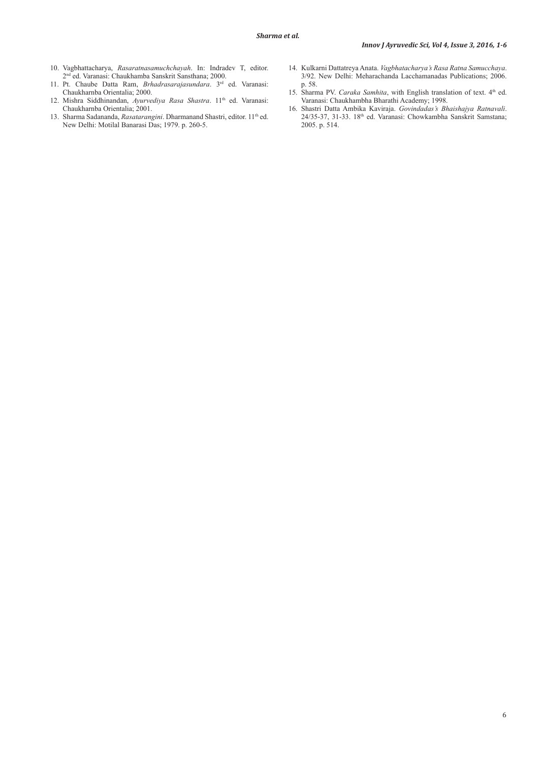10. Vagbhattacharya, *Rasaratnasamuchchayah*. In: Indradev T, editor. 2nd ed. Varanasi: Chaukhamba Sanskrit Sansthana; 2000.
11. Pt. Chaube Datta Ram, *Brhadrasarajasundara*. 3rd ed. Varanasi: Chaukharnba Orientalia; 2000.
12. Mishra Siddhinandan, *Ayurvediya Rasa Shastra*. 11th ed. Varanasi: Chaukharnba Orientalia; 2001.
13. Sharma Sadananda, *Rasatarangini*. Dharmanand Shastri, editor. 11th ed. New Delhi: Motilal Banarasi Das; 1979. p. 260-5.
14. Kulkarni Dattatreya Anata. *Vagbhatacharya's Rasa Ratna Samucchaya*. 3/92. New Delhi: Meharachanda Lacchamanadas Publications; 2006. p. 58.
15. Sharma PV. *Caraka Samhita*, with English translation of text. 4th ed. Varanasi: Chaukhambha Bharathi Academy; 1998.
16. Shastri Datta Ambika Kaviraja. *Govindadas's Bhaishajya Ratnavali*. 24/35-37, 31-33. 18th ed. Varanasi: Chowkambha Sanskrit Samstana; 2005. p. 514.